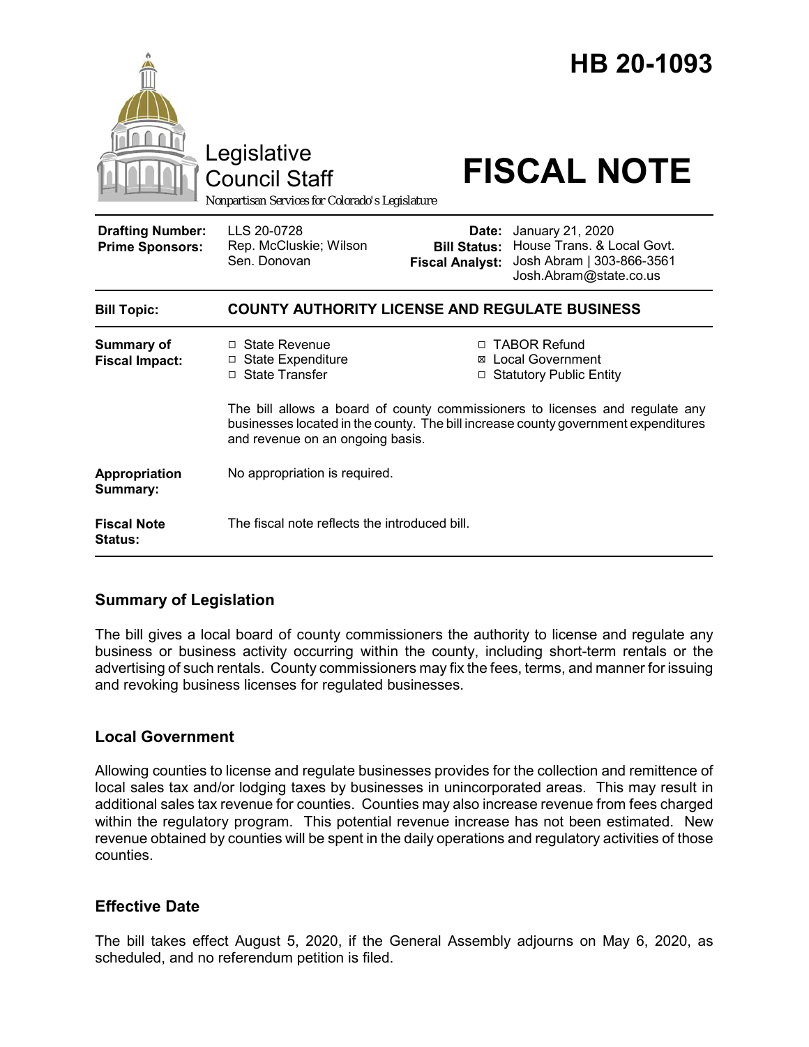# HB 20-1093

Legislative Council Staff

*Nonpartisan Services for Colorado's Legislature*

# FISCAL NOTE

| | | | |
|---|---|---|---|
| **Drafting Number:** | LLS 20-0728 | **Date:** | January 21, 2020 |
| **Prime Sponsors:** | Rep. McCluskie; Wilson<br>Sen. Donovan | **Bill Status:** | House Trans. & Local Govt. |
| | | **Fiscal Analyst:** | Josh Abram \| 303-866-3561<br>Josh.Abram@state.co.us |

| | |
|---|---|
| **Bill Topic:** | **COUNTY AUTHORITY LICENSE AND REGULATE BUSINESS** |
| **Summary of Fiscal Impact:** | ☐ State Revenue ☐ State Expenditure ☐ State Transfer ☐ TABOR Refund ☒ Local Government ☐ Statutory Public Entity<br><br>The bill allows a board of county commissioners to licenses and regulate any businesses located in the county. The bill increase county government expenditures and revenue on an ongoing basis. |
| **Appropriation Summary:** | No appropriation is required. |
| **Fiscal Note Status:** | The fiscal note reflects the introduced bill. |

## Summary of Legislation

The bill gives a local board of county commissioners the authority to license and regulate any business or business activity occurring within the county, including short-term rentals or the advertising of such rentals. County commissioners may fix the fees, terms, and manner for issuing and revoking business licenses for regulated businesses.

## Local Government

Allowing counties to license and regulate businesses provides for the collection and remittence of local sales tax and/or lodging taxes by businesses in unincorporated areas. This may result in additional sales tax revenue for counties. Counties may also increase revenue from fees charged within the regulatory program. This potential revenue increase has not been estimated. New revenue obtained by counties will be spent in the daily operations and regulatory activities of those counties.

## Effective Date

The bill takes effect August 5, 2020, if the General Assembly adjourns on May 6, 2020, as scheduled, and no referendum petition is filed.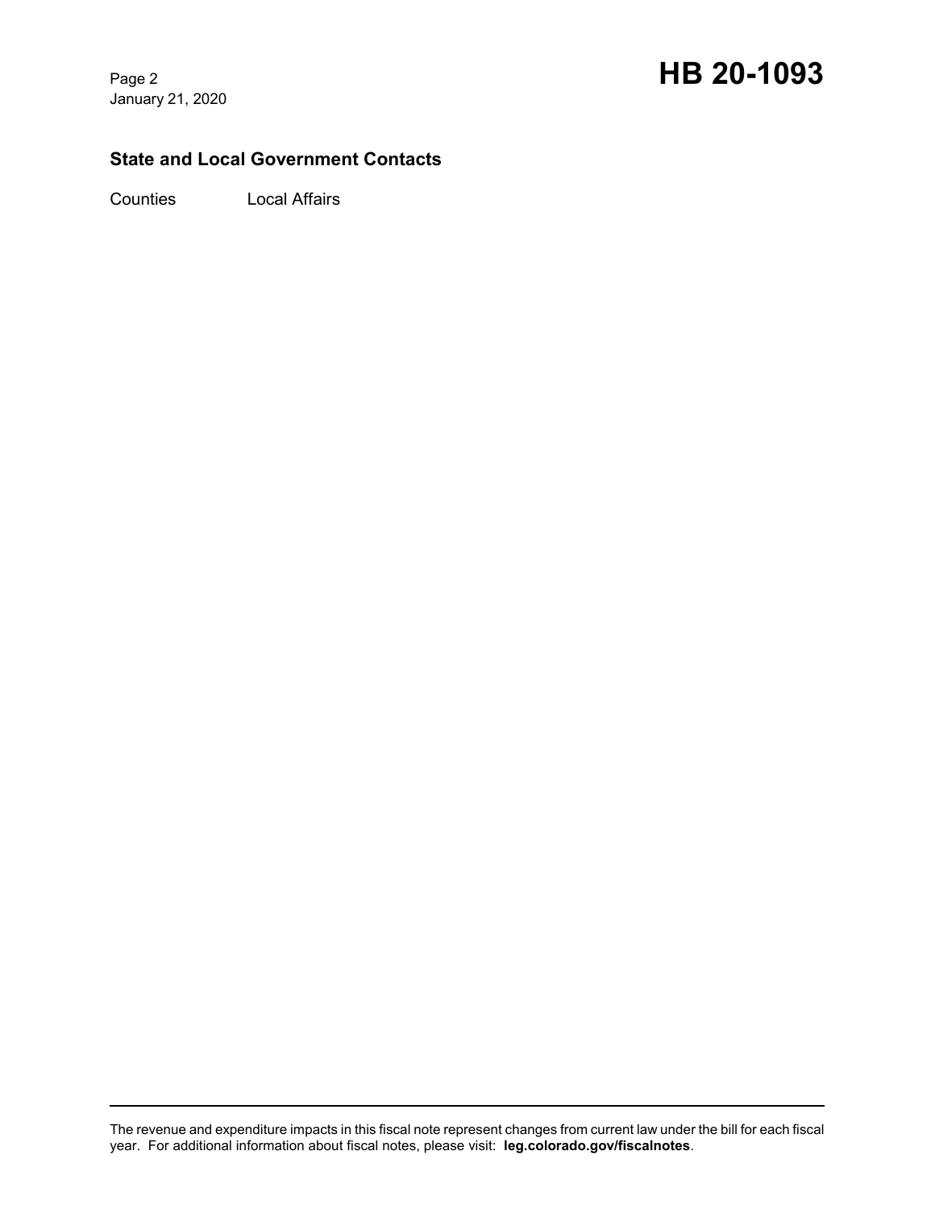## State and Local Government Contacts

Counties Local Affairs

The revenue and expenditure impacts in this fiscal note represent changes from current law under the bill for each fiscal year. For additional information about fiscal notes, please visit: **leg.colorado.gov/fiscalnotes**.